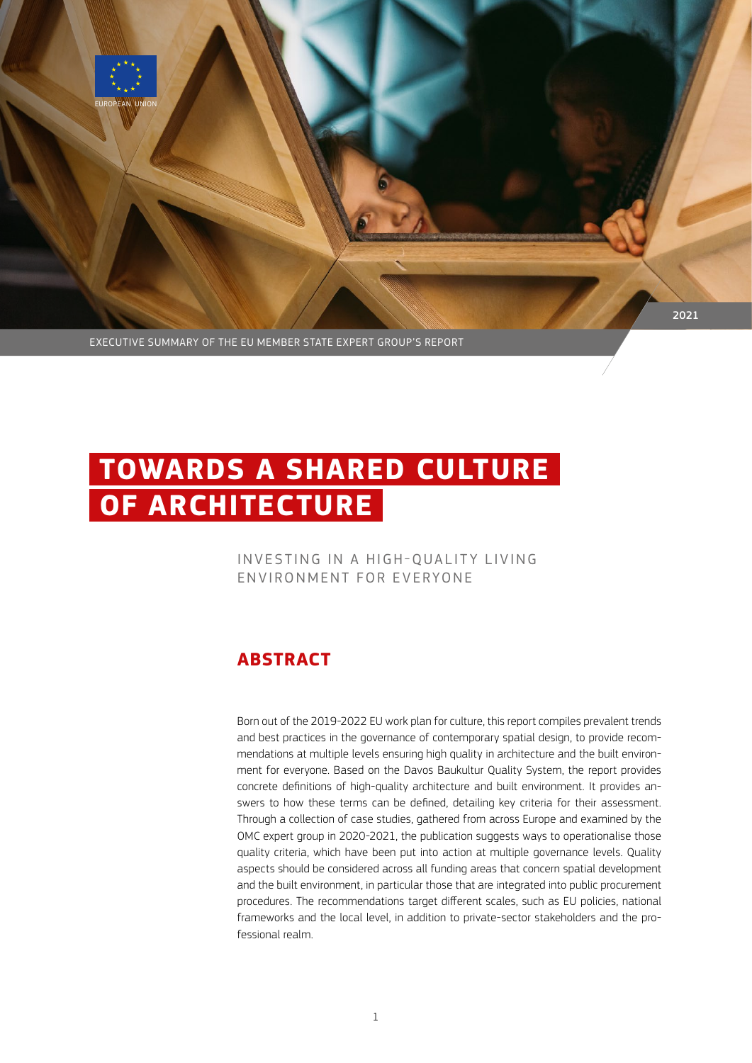EUROPEAN UNION

2021

EXECUTIVE SUMMARY OF THE EU MEMBER STATE EXPERT GROUP'S REPORT

# TOWARDS A SHARED CULTURE OF ARCHITECTURE

INVESTING IN A HIGH-QUALITY LIVING ENVIRONMENT FOR EVERYONE

## ABSTRACT

Born out of the 2019-2022 EU work plan for culture, this report compiles prevalent trends and best practices in the governance of contemporary spatial design, to provide recommendations at multiple levels ensuring high quality in architecture and the built environment for everyone. Based on the Davos Baukultur Quality System, the report provides concrete definitions of high-quality architecture and built environment. It provides answers to how these terms can be defined, detailing key criteria for their assessment. Through a collection of case studies, gathered from across Europe and examined by the OMC expert group in 2020-2021, the publication suggests ways to operationalise those quality criteria, which have been put into action at multiple governance levels. Quality aspects should be considered across all funding areas that concern spatial development and the built environment, in particular those that are integrated into public procurement procedures. The recommendations target different scales, such as EU policies, national frameworks and the local level, in addition to private-sector stakeholders and the professional realm.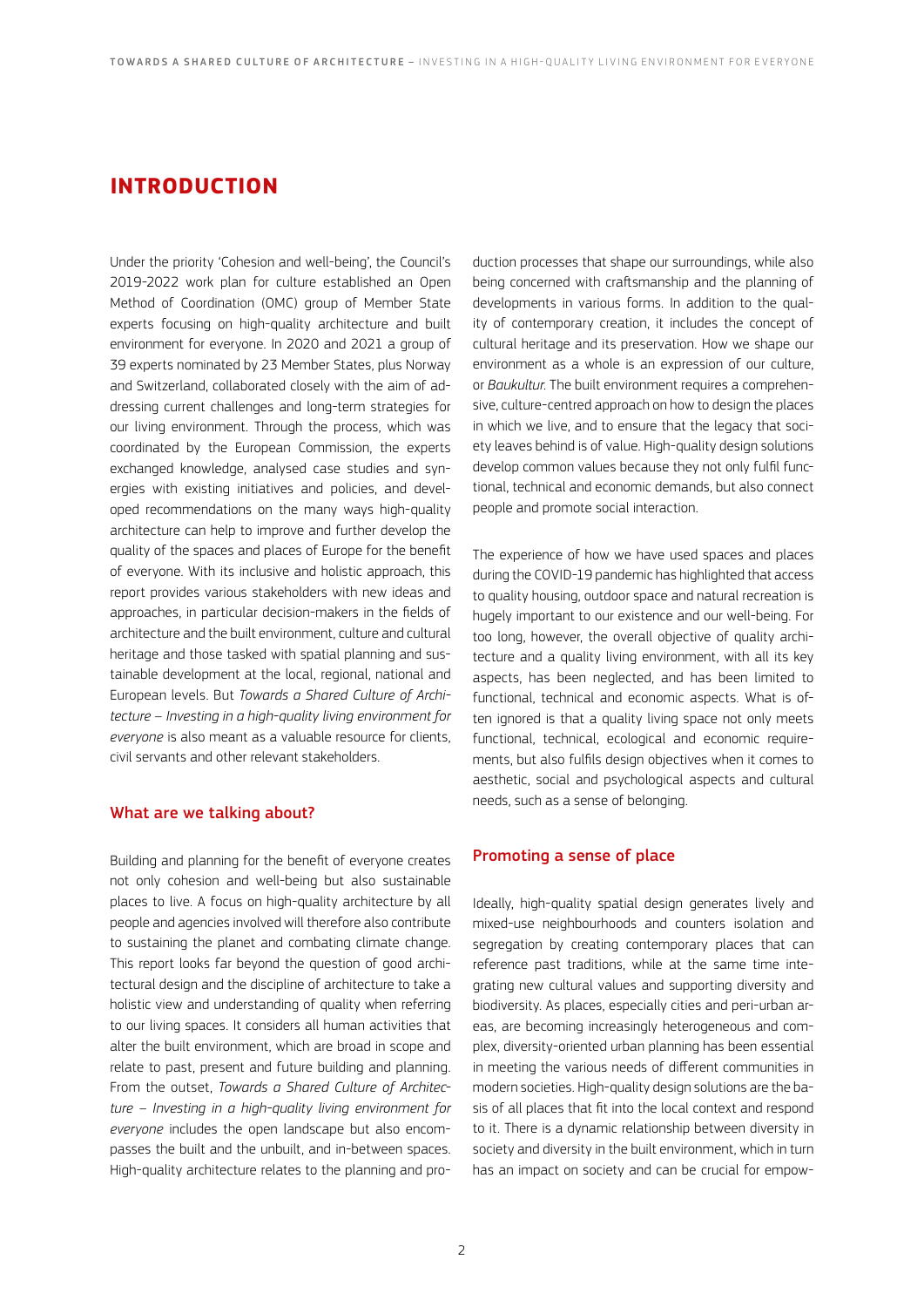# INTRODUCTION

Under the priority 'Cohesion and well-being', the Council's 2019-2022 work plan for culture established an Open Method of Coordination (OMC) group of Member State experts focusing on high-quality architecture and built environment for everyone. In 2020 and 2021 a group of 39 experts nominated by 23 Member States, plus Norway and Switzerland, collaborated closely with the aim of addressing current challenges and long-term strategies for our living environment. Through the process, which was coordinated by the European Commission, the experts exchanged knowledge, analysed case studies and synergies with existing initiatives and policies, and developed recommendations on the many ways high-quality architecture can help to improve and further develop the quality of the spaces and places of Europe for the benefit of everyone. With its inclusive and holistic approach, this report provides various stakeholders with new ideas and approaches, in particular decision-makers in the fields of architecture and the built environment, culture and cultural heritage and those tasked with spatial planning and sustainable development at the local, regional, national and European levels. But *Towards a Shared Culture of Architecture – Investing in a high-quality living environment for everyone* is also meant as a valuable resource for clients, civil servants and other relevant stakeholders.

## What are we talking about?

Building and planning for the benefit of everyone creates not only cohesion and well-being but also sustainable places to live. A focus on high-quality architecture by all people and agencies involved will therefore also contribute to sustaining the planet and combating climate change. This report looks far beyond the question of good architectural design and the discipline of architecture to take a holistic view and understanding of quality when referring to our living spaces. It considers all human activities that alter the built environment, which are broad in scope and relate to past, present and future building and planning. From the outset, *Towards a Shared Culture of Architecture – Investing in a high-quality living environment for everyone* includes the open landscape but also encompasses the built and the unbuilt, and in-between spaces. High-quality architecture relates to the planning and production processes that shape our surroundings, while also being concerned with craftsmanship and the planning of developments in various forms. In addition to the quality of contemporary creation, it includes the concept of cultural heritage and its preservation. How we shape our environment as a whole is an expression of our culture, or *Baukultur*. The built environment requires a comprehensive, culture-centred approach on how to design the places in which we live, and to ensure that the legacy that society leaves behind is of value. High-quality design solutions develop common values because they not only fulfil functional, technical and economic demands, but also connect people and promote social interaction.

The experience of how we have used spaces and places during the COVID-19 pandemic has highlighted that access to quality housing, outdoor space and natural recreation is hugely important to our existence and our well-being. For too long, however, the overall objective of quality architecture and a quality living environment, with all its key aspects, has been neglected, and has been limited to functional, technical and economic aspects. What is often ignored is that a quality living space not only meets functional, technical, ecological and economic requirements, but also fulfils design objectives when it comes to aesthetic, social and psychological aspects and cultural needs, such as a sense of belonging.

## Promoting a sense of place

Ideally, high-quality spatial design generates lively and mixed-use neighbourhoods and counters isolation and segregation by creating contemporary places that can reference past traditions, while at the same time integrating new cultural values and supporting diversity and biodiversity. As places, especially cities and peri-urban areas, are becoming increasingly heterogeneous and complex, diversity-oriented urban planning has been essential in meeting the various needs of different communities in modern societies. High-quality design solutions are the basis of all places that fit into the local context and respond to it. There is a dynamic relationship between diversity in society and diversity in the built environment, which in turn has an impact on society and can be crucial for empow-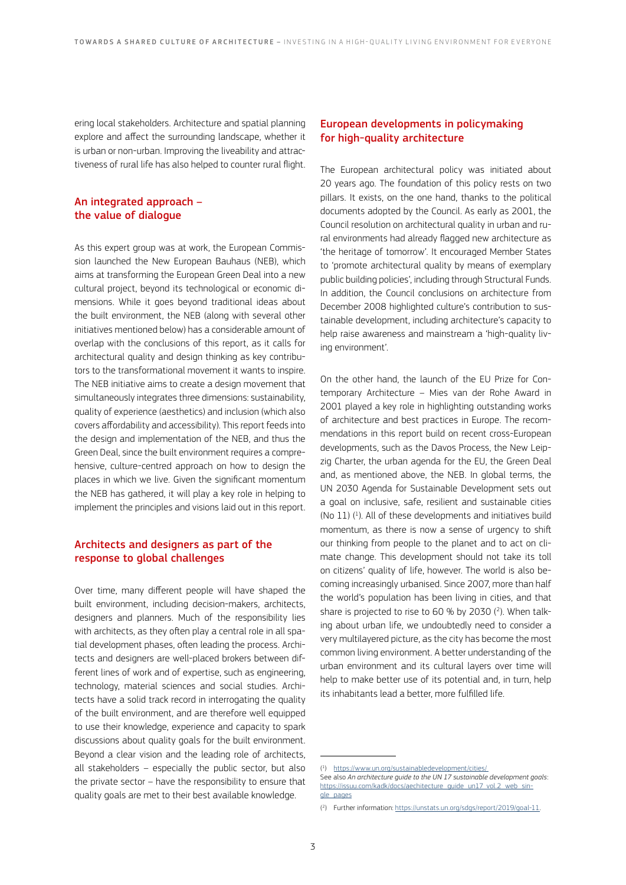ering local stakeholders. Architecture and spatial planning explore and affect the surrounding landscape, whether it is urban or non-urban. Improving the liveability and attractiveness of rural life has also helped to counter rural flight.

## An integrated approach – the value of dialogue

As this expert group was at work, the European Commission launched the New European Bauhaus (NEB), which aims at transforming the European Green Deal into a new cultural project, beyond its technological or economic dimensions. While it goes beyond traditional ideas about the built environment, the NEB (along with several other initiatives mentioned below) has a considerable amount of overlap with the conclusions of this report, as it calls for architectural quality and design thinking as key contributors to the transformational movement it wants to inspire. The NEB initiative aims to create a design movement that simultaneously integrates three dimensions: sustainability, quality of experience (aesthetics) and inclusion (which also covers affordability and accessibility). This report feeds into the design and implementation of the NEB, and thus the Green Deal, since the built environment requires a comprehensive, culture-centred approach on how to design the places in which we live. Given the significant momentum the NEB has gathered, it will play a key role in helping to implement the principles and visions laid out in this report.

## Architects and designers as part of the response to global challenges

Over time, many different people will have shaped the built environment, including decision-makers, architects, designers and planners. Much of the responsibility lies with architects, as they often play a central role in all spatial development phases, often leading the process. Architects and designers are well-placed brokers between different lines of work and of expertise, such as engineering, technology, material sciences and social studies. Architects have a solid track record in interrogating the quality of the built environment, and are therefore well equipped to use their knowledge, experience and capacity to spark discussions about quality goals for the built environment. Beyond a clear vision and the leading role of architects, all stakeholders – especially the public sector, but also the private sector – have the responsibility to ensure that quality goals are met to their best available knowledge.

## European developments in policymaking for high-quality architecture

The European architectural policy was initiated about 20 years ago. The foundation of this policy rests on two pillars. It exists, on the one hand, thanks to the political documents adopted by the Council. As early as 2001, the Council resolution on architectural quality in urban and rural environments had already flagged new architecture as 'the heritage of tomorrow'. It encouraged Member States to 'promote architectural quality by means of exemplary public building policies', including through Structural Funds. In addition, the Council conclusions on architecture from December 2008 highlighted culture's contribution to sustainable development, including architecture's capacity to help raise awareness and mainstream a 'high-quality living environment'.

On the other hand, the launch of the EU Prize for Contemporary Architecture – Mies van der Rohe Award in 2001 played a key role in highlighting outstanding works of architecture and best practices in Europe. The recommendations in this report build on recent cross-European developments, such as the Davos Process, the New Leipzig Charter, the urban agenda for the EU, the Green Deal and, as mentioned above, the NEB. In global terms, the UN 2030 Agenda for Sustainable Development sets out a goal on inclusive, safe, resilient and sustainable cities (No 11) [1]. All of these developments and initiatives build momentum, as there is now a sense of urgency to shift our thinking from people to the planet and to act on climate change. This development should not take its toll on citizens' quality of life, however. The world is also becoming increasingly urbanised. Since 2007, more than half the world's population has been living in cities, and that share is projected to rise to 60 % by 2030 [2]. When talking about urban life, we undoubtedly need to consider a very multilayered picture, as the city has become the most common living environment. A better understanding of the urban environment and its cultural layers over time will help to make better use of its potential and, in turn, help its inhabitants lead a better, more fulfilled life.

---

[1] https://www.un.org/sustainabledevelopment/cities/
See also *An architecture guide to the UN 17 sustainable development goals*: https://issuu.com/kadk/docs/aechitecture_guide_un17_vol.2_web_single_pages

[2] Further information: https://unstats.un.org/sdgs/report/2019/goal-11.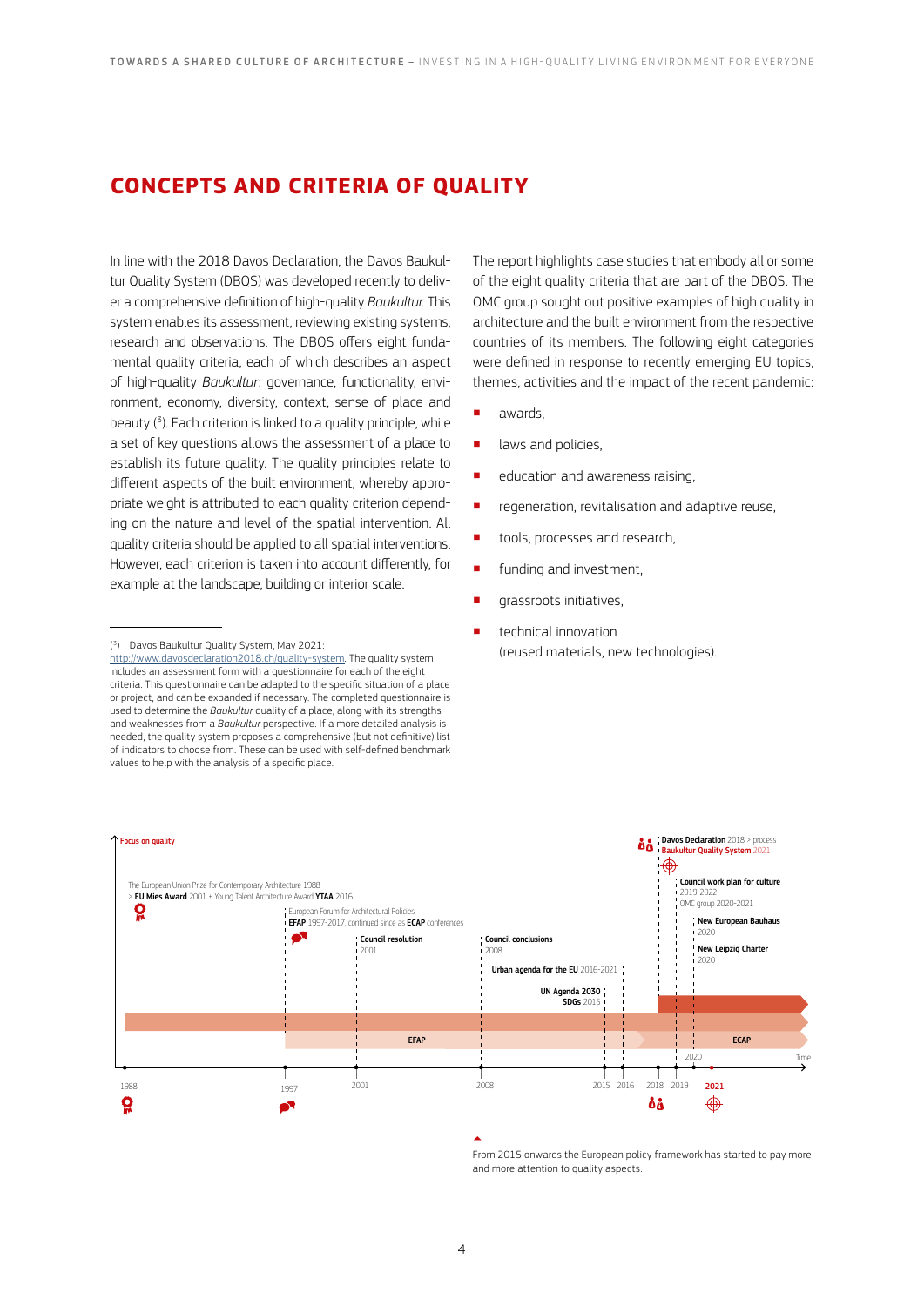# CONCEPTS AND CRITERIA OF QUALITY

In line with the 2018 Davos Declaration, the Davos Baukultur Quality System (DBQS) was developed recently to deliver a comprehensive definition of high-quality *Baukultur*. This system enables its assessment, reviewing existing systems, research and observations. The DBQS offers eight fundamental quality criteria, each of which describes an aspect of high-quality *Baukultur*: governance, functionality, environment, economy, diversity, context, sense of place and beauty ([3]). Each criterion is linked to a quality principle, while a set of key questions allows the assessment of a place to establish its future quality. The quality principles relate to different aspects of the built environment, whereby appropriate weight is attributed to each quality criterion depending on the nature and level of the spatial intervention. All quality criteria should be applied to all spatial interventions. However, each criterion is taken into account differently, for example at the landscape, building or interior scale.

The report highlights case studies that embody all or some of the eight quality criteria that are part of the DBQS. The OMC group sought out positive examples of high quality in architecture and the built environment from the respective countries of its members. The following eight categories were defined in response to recently emerging EU topics, themes, activities and the impact of the recent pandemic:

- awards,
- laws and policies,
- education and awareness raising,
- regeneration, revitalisation and adaptive reuse,
- tools, processes and research,
- funding and investment,
- grassroots initiatives,
- technical innovation (reused materials, new technologies).

([3]) Davos Baukultur Quality System, May 2021: http://www.davosdeclaration2018.ch/quality-system. The quality system includes an assessment form with a questionnaire for each of the eight criteria. This questionnaire can be adapted to the specific situation of a place or project, and can be expanded if necessary. The completed questionnaire is used to determine the *Baukultur* quality of a place, along with its strengths and weaknesses from a *Baukultur* perspective. If a more detailed analysis is needed, the quality system proposes a comprehensive (but not definitive) list of indicators to choose from. These can be used with self-defined benchmark values to help with the analysis of a specific place.

Focus on quality

- The European Union Prize for Contemporary Architecture 1988 > **EU Mies Award** 2001 + Young Talent Architecture Award **YTAA** 2016
- European Forum for Architectural Policies **EFAP** 1997-2017, continued since as **ECAP** conferences
- **Council resolution** 2001
- **Council conclusions** 2008
- **Urban agenda for the EU** 2016-2021
- **UN Agenda 2030 SDGs** 2015
- **Davos Declaration** 2018 > process **Baukultur Quality System** 2021
- **Council work plan for culture** 2019-2022, OMC group 2020-2021
- **New European Bauhaus** 2020
- **New Leipzig Charter** 2020

EFAP — ECAP

Time: 1988, 1997, 2001, 2008, 2015, 2016, 2018, 2019, 2020, 2021

From 2015 onwards the European policy framework has started to pay more and more attention to quality aspects.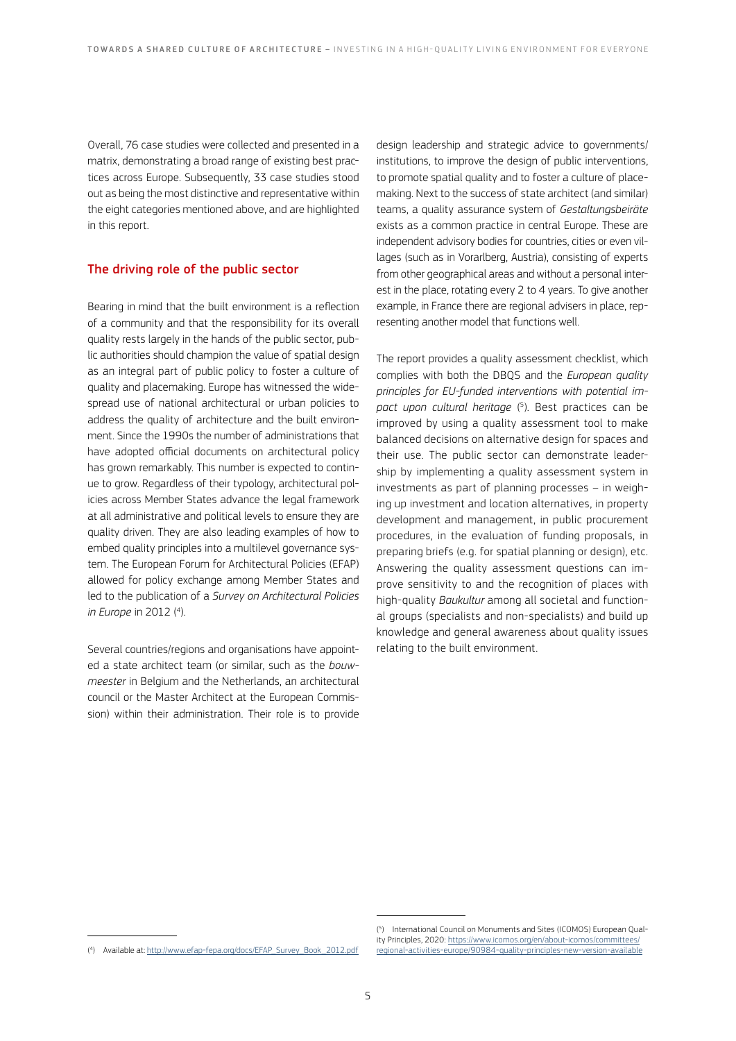Overall, 76 case studies were collected and presented in a matrix, demonstrating a broad range of existing best practices across Europe. Subsequently, 33 case studies stood out as being the most distinctive and representative within the eight categories mentioned above, and are highlighted in this report.

## The driving role of the public sector

Bearing in mind that the built environment is a reflection of a community and that the responsibility for its overall quality rests largely in the hands of the public sector, public authorities should champion the value of spatial design as an integral part of public policy to foster a culture of quality and placemaking. Europe has witnessed the widespread use of national architectural or urban policies to address the quality of architecture and the built environment. Since the 1990s the number of administrations that have adopted official documents on architectural policy has grown remarkably. This number is expected to continue to grow. Regardless of their typology, architectural policies across Member States advance the legal framework at all administrative and political levels to ensure they are quality driven. They are also leading examples of how to embed quality principles into a multilevel governance system. The European Forum for Architectural Policies (EFAP) allowed for policy exchange among Member States and led to the publication of a *Survey on Architectural Policies in Europe* in 2012 (4).

Several countries/regions and organisations have appointed a state architect team (or similar, such as the *bouwmeester* in Belgium and the Netherlands, an architectural council or the Master Architect at the European Commission) within their administration. Their role is to provide design leadership and strategic advice to governments/institutions, to improve the design of public interventions, to promote spatial quality and to foster a culture of placemaking. Next to the success of state architect (and similar) teams, a quality assurance system of *Gestaltungsbeiräte* exists as a common practice in central Europe. These are independent advisory bodies for countries, cities or even villages (such as in Vorarlberg, Austria), consisting of experts from other geographical areas and without a personal interest in the place, rotating every 2 to 4 years. To give another example, in France there are regional advisers in place, representing another model that functions well.

The report provides a quality assessment checklist, which complies with both the DBQS and the *European quality principles for EU-funded interventions with potential impact upon cultural heritage* (5). Best practices can be improved by using a quality assessment tool to make balanced decisions on alternative design for spaces and their use. The public sector can demonstrate leadership by implementing a quality assessment system in investments as part of planning processes – in weighing up investment and location alternatives, in property development and management, in public procurement procedures, in the evaluation of funding proposals, in preparing briefs (e.g. for spatial planning or design), etc. Answering the quality assessment questions can improve sensitivity to and the recognition of places with high-quality *Baukultur* among all societal and functional groups (specialists and non-specialists) and build up knowledge and general awareness about quality issues relating to the built environment.

---

(4) Available at: http://www.efap-fepa.org/docs/EFAP_Survey_Book_2012.pdf

(5) International Council on Monuments and Sites (ICOMOS) European Quality Principles, 2020: https://www.icomos.org/en/about-icomos/committees/regional-activities-europe/90984-quality-principles-new-version-available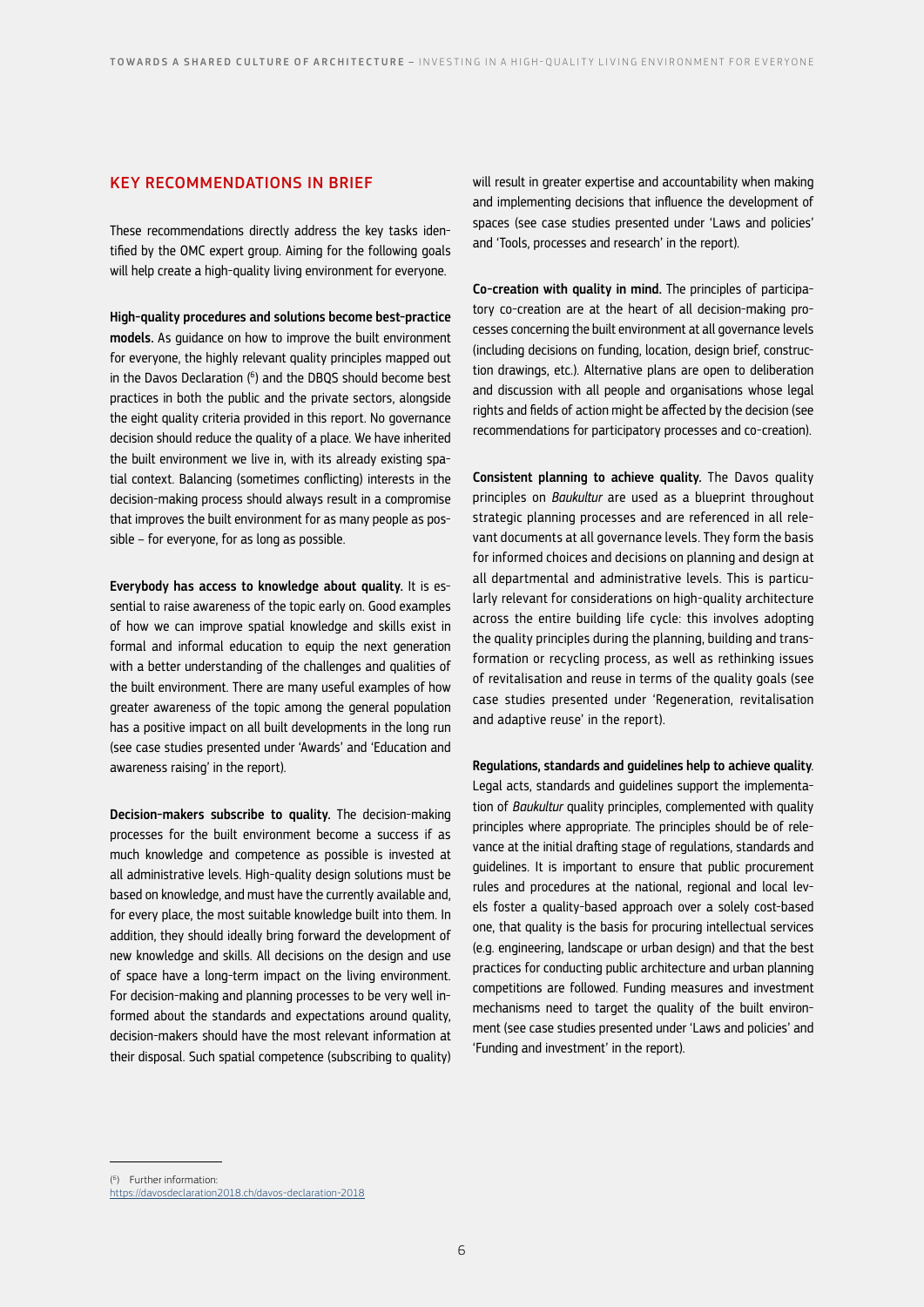## KEY RECOMMENDATIONS IN BRIEF

These recommendations directly address the key tasks identified by the OMC expert group. Aiming for the following goals will help create a high-quality living environment for everyone.

**High-quality procedures and solutions become best-practice models.** As guidance on how to improve the built environment for everyone, the highly relevant quality principles mapped out in the Davos Declaration [6] and the DBQS should become best practices in both the public and the private sectors, alongside the eight quality criteria provided in this report. No governance decision should reduce the quality of a place. We have inherited the built environment we live in, with its already existing spatial context. Balancing (sometimes conflicting) interests in the decision-making process should always result in a compromise that improves the built environment for as many people as possible – for everyone, for as long as possible.

**Everybody has access to knowledge about quality.** It is essential to raise awareness of the topic early on. Good examples of how we can improve spatial knowledge and skills exist in formal and informal education to equip the next generation with a better understanding of the challenges and qualities of the built environment. There are many useful examples of how greater awareness of the topic among the general population has a positive impact on all built developments in the long run (see case studies presented under 'Awards' and 'Education and awareness raising' in the report).

**Decision-makers subscribe to quality.** The decision-making processes for the built environment become a success if as much knowledge and competence as possible is invested at all administrative levels. High-quality design solutions must be based on knowledge, and must have the currently available and, for every place, the most suitable knowledge built into them. In addition, they should ideally bring forward the development of new knowledge and skills. All decisions on the design and use of space have a long-term impact on the living environment. For decision-making and planning processes to be very well informed about the standards and expectations around quality, decision-makers should have the most relevant information at their disposal. Such spatial competence (subscribing to quality) will result in greater expertise and accountability when making and implementing decisions that influence the development of spaces (see case studies presented under 'Laws and policies' and 'Tools, processes and research' in the report).

**Co-creation with quality in mind.** The principles of participatory co-creation are at the heart of all decision-making processes concerning the built environment at all governance levels (including decisions on funding, location, design brief, construction drawings, etc.). Alternative plans are open to deliberation and discussion with all people and organisations whose legal rights and fields of action might be affected by the decision (see recommendations for participatory processes and co-creation).

**Consistent planning to achieve quality.** The Davos quality principles on *Baukultur* are used as a blueprint throughout strategic planning processes and are referenced in all relevant documents at all governance levels. They form the basis for informed choices and decisions on planning and design at all departmental and administrative levels. This is particularly relevant for considerations on high-quality architecture across the entire building life cycle: this involves adopting the quality principles during the planning, building and transformation or recycling process, as well as rethinking issues of revitalisation and reuse in terms of the quality goals (see case studies presented under 'Regeneration, revitalisation and adaptive reuse' in the report).

**Regulations, standards and guidelines help to achieve quality.** Legal acts, standards and guidelines support the implementation of *Baukultur* quality principles, complemented with quality principles where appropriate. The principles should be of relevance at the initial drafting stage of regulations, standards and guidelines. It is important to ensure that public procurement rules and procedures at the national, regional and local levels foster a quality-based approach over a solely cost-based one, that quality is the basis for procuring intellectual services (e.g. engineering, landscape or urban design) and that the best practices for conducting public architecture and urban planning competitions are followed. Funding measures and investment mechanisms need to target the quality of the built environment (see case studies presented under 'Laws and policies' and 'Funding and investment' in the report).

---

[6] Further information: https://davosdeclaration2018.ch/davos-declaration-2018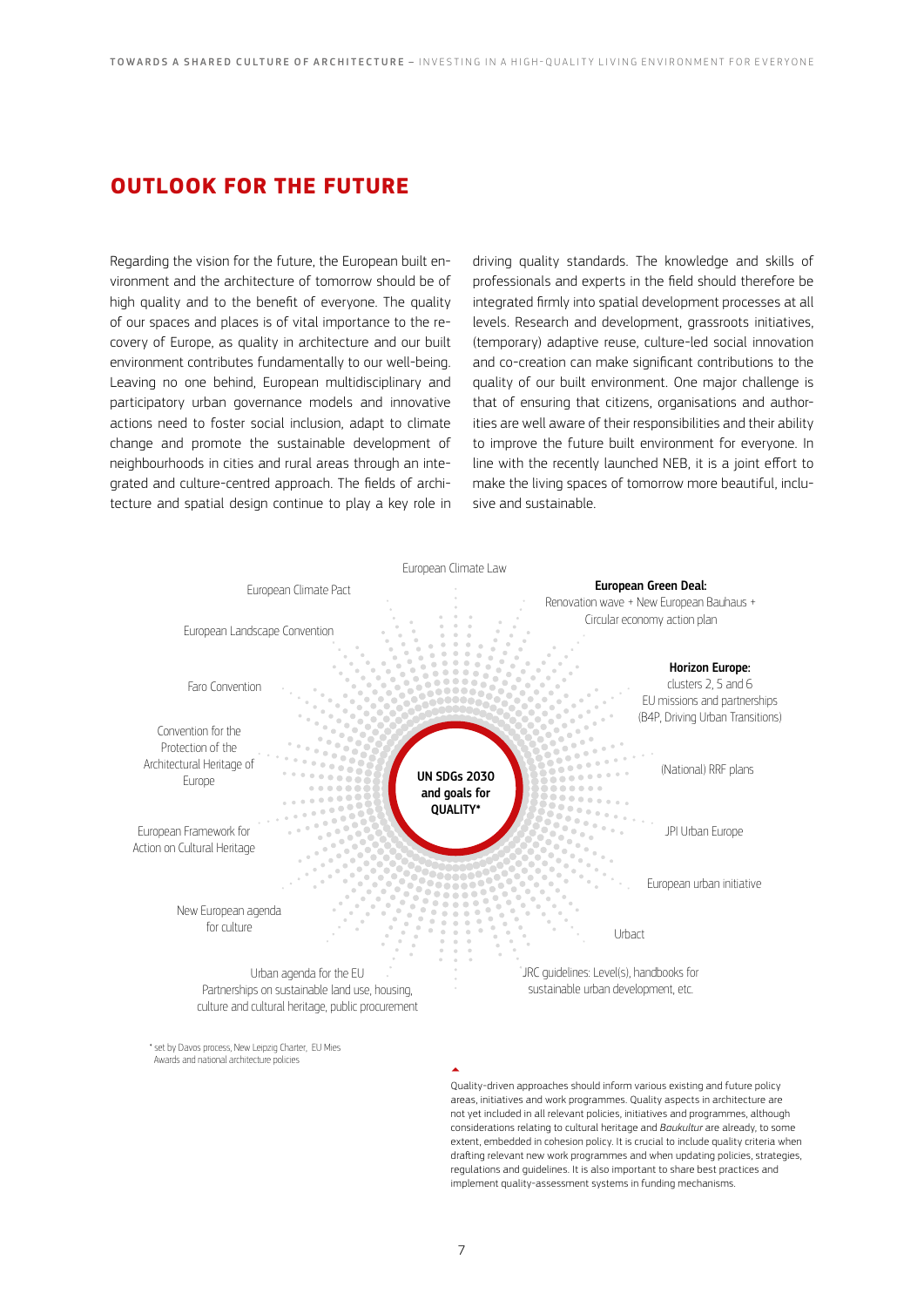## OUTLOOK FOR THE FUTURE

Regarding the vision for the future, the European built environment and the architecture of tomorrow should be of high quality and to the benefit of everyone. The quality of our spaces and places is of vital importance to the recovery of Europe, as quality in architecture and our built environment contributes fundamentally to our well-being. Leaving no one behind, European multidisciplinary and participatory urban governance models and innovative actions need to foster social inclusion, adapt to climate change and promote the sustainable development of neighbourhoods in cities and rural areas through an integrated and culture-centred approach. The fields of architecture and spatial design continue to play a key role in driving quality standards. The knowledge and skills of professionals and experts in the field should therefore be integrated firmly into spatial development processes at all levels. Research and development, grassroots initiatives, (temporary) adaptive reuse, culture-led social innovation and co-creation can make significant contributions to the quality of our built environment. One major challenge is that of ensuring that citizens, organisations and authorities are well aware of their responsibilities and their ability to improve the future built environment for everyone. In line with the recently launched NEB, it is a joint effort to make the living spaces of tomorrow more beautiful, inclusive and sustainable.

**UN SDGs 2030 and goals for QUALITY***

- European Climate Law
- **European Green Deal:** Renovation wave + New European Bauhaus + Circular economy action plan
- **Horizon Europe:** clusters 2, 5 and 6 EU missions and partnerships (B4P, Driving Urban Transitions)
- (National) RRF plans
- JPI Urban Europe
- European urban initiative
- Urbact
- JRC guidelines: Level(s), handbooks for sustainable urban development, etc.
- Urban agenda for the EU Partnerships on sustainable land use, housing, culture and cultural heritage, public procurement
- New European agenda for culture
- European Framework for Action on Cultural Heritage
- Convention for the Protection of the Architectural Heritage of Europe
- Faro Convention
- European Landscape Convention
- European Climate Pact

* set by Davos process, New Leipzig Charter, EU Mies Awards and national architecture policies

Quality-driven approaches should inform various existing and future policy areas, initiatives and work programmes. Quality aspects in architecture are not yet included in all relevant policies, initiatives and programmes, although considerations relating to cultural heritage and *Baukultur* are already, to some extent, embedded in cohesion policy. It is crucial to include quality criteria when drafting relevant new work programmes and when updating policies, strategies, regulations and guidelines. It is also important to share best practices and implement quality-assessment systems in funding mechanisms.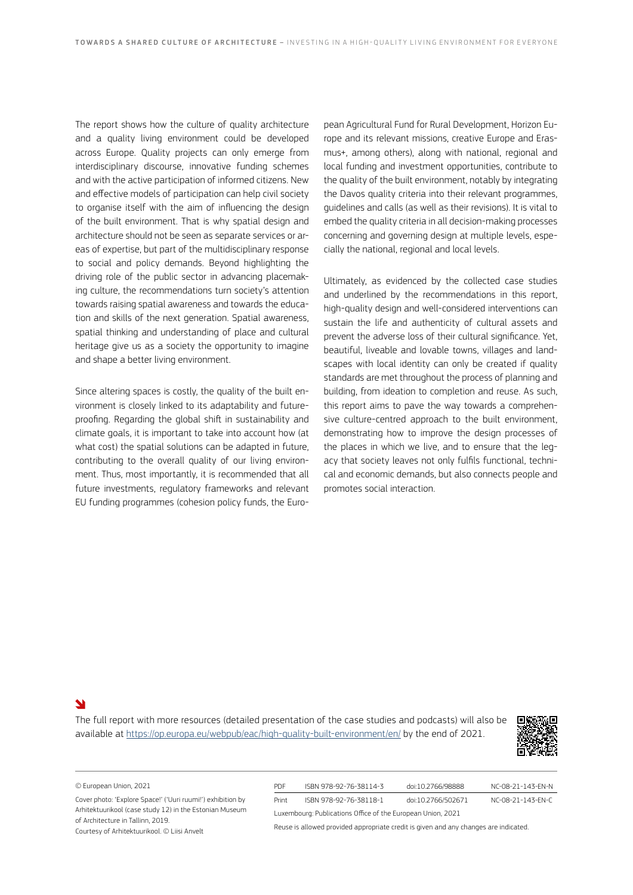The report shows how the culture of quality architecture and a quality living environment could be developed across Europe. Quality projects can only emerge from interdisciplinary discourse, innovative funding schemes and with the active participation of informed citizens. New and effective models of participation can help civil society to organise itself with the aim of influencing the design of the built environment. That is why spatial design and architecture should not be seen as separate services or areas of expertise, but part of the multidisciplinary response to social and policy demands. Beyond highlighting the driving role of the public sector in advancing placemaking culture, the recommendations turn society's attention towards raising spatial awareness and towards the education and skills of the next generation. Spatial awareness, spatial thinking and understanding of place and cultural heritage give us as a society the opportunity to imagine and shape a better living environment.

Since altering spaces is costly, the quality of the built environment is closely linked to its adaptability and future-proofing. Regarding the global shift in sustainability and climate goals, it is important to take into account how (at what cost) the spatial solutions can be adapted in future, contributing to the overall quality of our living environment. Thus, most importantly, it is recommended that all future investments, regulatory frameworks and relevant EU funding programmes (cohesion policy funds, the European Agricultural Fund for Rural Development, Horizon Europe and its relevant missions, creative Europe and Erasmus+, among others), along with national, regional and local funding and investment opportunities, contribute to the quality of the built environment, notably by integrating the Davos quality criteria into their relevant programmes, guidelines and calls (as well as their revisions). It is vital to embed the quality criteria in all decision-making processes concerning and governing design at multiple levels, especially the national, regional and local levels.

Ultimately, as evidenced by the collected case studies and underlined by the recommendations in this report, high-quality design and well-considered interventions can sustain the life and authenticity of cultural assets and prevent the adverse loss of their cultural significance. Yet, beautiful, liveable and lovable towns, villages and landscapes with local identity can only be created if quality standards are met throughout the process of planning and building, from ideation to completion and reuse. As such, this report aims to pave the way towards a comprehensive culture-centred approach to the built environment, demonstrating how to improve the design processes of the places in which we live, and to ensure that the legacy that society leaves not only fulfils functional, technical and economic demands, but also connects people and promotes social interaction.

The full report with more resources (detailed presentation of the case studies and podcasts) will also be available at https://op.europa.eu/webpub/eac/high-quality-built-environment/en/ by the end of 2021.

© European Union, 2021

Cover photo: 'Explore Space!' ('Uuri ruumi!') exhibition by Arhitektuurikool (case study 12) in the Estonian Museum of Architecture in Tallinn, 2019.
Courtesy of Arhitektuurikool. © Liisi Anvelt

| | | | |
|---|---|---|---|
| PDF | ISBN 978-92-76-38114-3 | doi:10.2766/98888 | NC-08-21-143-EN-N |
| Print | ISBN 978-92-76-38118-1 | doi:10.2766/502671 | NC-08-21-143-EN-C |

Luxembourg: Publications Office of the European Union, 2021

Reuse is allowed provided appropriate credit is given and any changes are indicated.